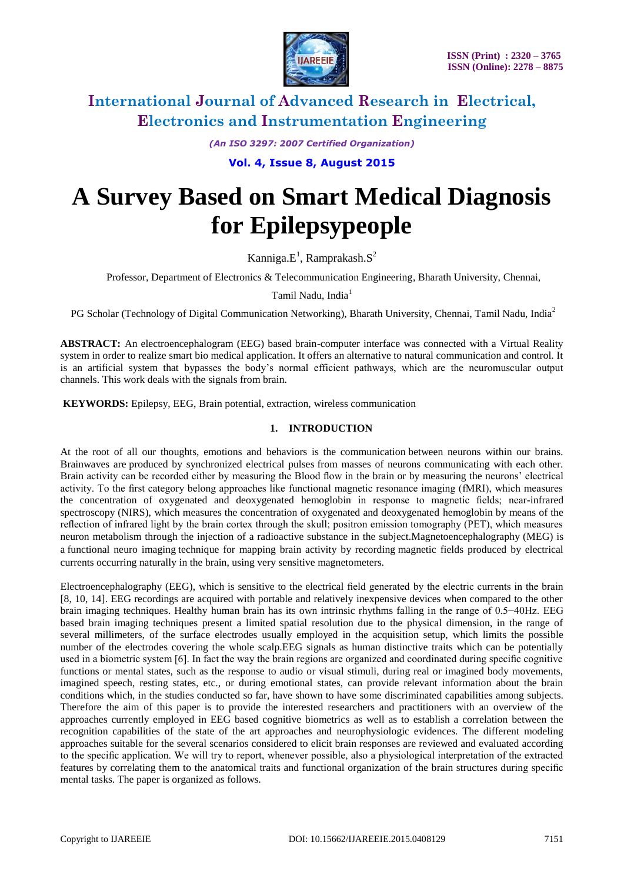# International Journal of Advanced Research in Electrical, Electronics and Instrumentation Engineering

*(An ISO 3297: 2007 Certified Organization)*

# A Survey Based on Smart Medical Diagnosis for Epilepsypeople

Kanniga.E[1], Ramprakash.S[2]

Professor, Department of Electronics & Telecommunication Engineering, Bharath University, Chennai, Tamil Nadu, India[1]

PG Scholar (Technology of Digital Communication Networking), Bharath University, Chennai, Tamil Nadu, India[2]

**ABSTRACT:** An electroencephalogram (EEG) based brain-computer interface was connected with a Virtual Reality system in order to realize smart bio medical application. It offers an alternative to natural communication and control. It is an artificial system that bypasses the body's normal efficient pathways, which are the neuromuscular output channels. This work deals with the signals from brain.

**KEYWORDS:** Epilepsy, EEG, Brain potential, extraction, wireless communication

## 1. INTRODUCTION

At the root of all our thoughts, emotions and behaviors is the communication between neurons within our brains. Brainwaves are produced by synchronized electrical pulses from masses of neurons communicating with each other. Brain activity can be recorded either by measuring the Blood flow in the brain or by measuring the neurons' electrical activity. To the first category belong approaches like functional magnetic resonance imaging (fMRI), which measures the concentration of oxygenated and deoxygenated hemoglobin in response to magnetic fields; near-infrared spectroscopy (NIRS), which measures the concentration of oxygenated and deoxygenated hemoglobin by means of the reflection of infrared light by the brain cortex through the skull; positron emission tomography (PET), which measures neuron metabolism through the injection of a radioactive substance in the subject.Magnetoencephalography (MEG) is a functional neuro imaging technique for mapping brain activity by recording magnetic fields produced by electrical currents occurring naturally in the brain, using very sensitive magnetometers.

Electroencephalography (EEG), which is sensitive to the electrical field generated by the electric currents in the brain [8, 10, 14]. EEG recordings are acquired with portable and relatively inexpensive devices when compared to the other brain imaging techniques. Healthy human brain has its own intrinsic rhythms falling in the range of 0.5−40Hz. EEG based brain imaging techniques present a limited spatial resolution due to the physical dimension, in the range of several millimeters, of the surface electrodes usually employed in the acquisition setup, which limits the possible number of the electrodes covering the whole scalp.EEG signals as human distinctive traits which can be potentially used in a biometric system [6]. In fact the way the brain regions are organized and coordinated during specific cognitive functions or mental states, such as the response to audio or visual stimuli, during real or imagined body movements, imagined speech, resting states, etc., or during emotional states, can provide relevant information about the brain conditions which, in the studies conducted so far, have shown to have some discriminated capabilities among subjects. Therefore the aim of this paper is to provide the interested researchers and practitioners with an overview of the approaches currently employed in EEG based cognitive biometrics as well as to establish a correlation between the recognition capabilities of the state of the art approaches and neurophysiologic evidences. The different modeling approaches suitable for the several scenarios considered to elicit brain responses are reviewed and evaluated according to the specific application. We will try to report, whenever possible, also a physiological interpretation of the extracted features by correlating them to the anatomical traits and functional organization of the brain structures during specific mental tasks. The paper is organized as follows.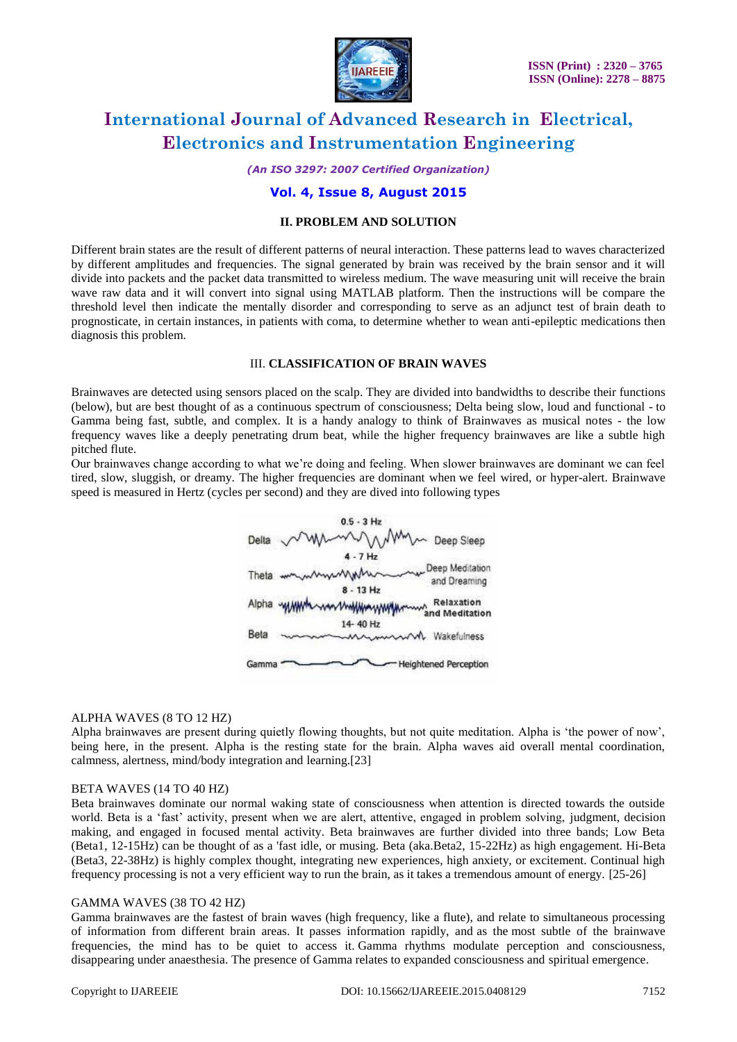## II. PROBLEM AND SOLUTION

Different brain states are the result of different patterns of neural interaction. These patterns lead to waves characterized by different amplitudes and frequencies. The signal generated by brain was received by the brain sensor and it will divide into packets and the packet data transmitted to wireless medium. The wave measuring unit will receive the brain wave raw data and it will convert into signal using MATLAB platform. Then the instructions will be compare the threshold level then indicate the mentally disorder and corresponding to serve as an adjunct test of brain death to prognosticate, in certain instances, in patients with coma, to determine whether to wean anti-epileptic medications then diagnosis this problem.

## III. CLASSIFICATION OF BRAIN WAVES

Brainwaves are detected using sensors placed on the scalp. They are divided into bandwidths to describe their functions (below), but are best thought of as a continuous spectrum of consciousness; Delta being slow, loud and functional - to Gamma being fast, subtle, and complex. It is a handy analogy to think of Brainwaves as musical notes - the low frequency waves like a deeply penetrating drum beat, while the higher frequency brainwaves are like a subtle high pitched flute.

Our brainwaves change according to what we're doing and feeling. When slower brainwaves are dominant we can feel tired, slow, sluggish, or dreamy. The higher frequencies are dominant when we feel wired, or hyper-alert. Brainwave speed is measured in Hertz (cycles per second) and they are dived into following types

Delta — 0.5 - 3 Hz — Deep Sleep
Theta — 4 - 7 Hz — Deep Meditation and Dreaming
Alpha — 8 - 13 Hz — Relaxation and Meditation
Beta — 14- 40 Hz — Wakefulness
Gamma — Heightened Perception

### ALPHA WAVES (8 TO 12 HZ)

Alpha brainwaves are present during quietly flowing thoughts, but not quite meditation. Alpha is 'the power of now', being here, in the present. Alpha is the resting state for the brain. Alpha waves aid overall mental coordination, calmness, alertness, mind/body integration and learning.[23]

### BETA WAVES (14 TO 40 HZ)

Beta brainwaves dominate our normal waking state of consciousness when attention is directed towards the outside world. Beta is a 'fast' activity, present when we are alert, attentive, engaged in problem solving, judgment, decision making, and engaged in focused mental activity. Beta brainwaves are further divided into three bands; Low Beta (Beta1, 12-15Hz) can be thought of as a 'fast idle, or musing. Beta (aka.Beta2, 15-22Hz) as high engagement. Hi-Beta (Beta3, 22-38Hz) is highly complex thought, integrating new experiences, high anxiety, or excitement. Continual high frequency processing is not a very efficient way to run the brain, as it takes a tremendous amount of energy. [25-26]

### GAMMA WAVES (38 TO 42 HZ)

Gamma brainwaves are the fastest of brain waves (high frequency, like a flute), and relate to simultaneous processing of information from different brain areas. It passes information rapidly, and as the most subtle of the brainwave frequencies, the mind has to be quiet to access it. Gamma rhythms modulate perception and consciousness, disappearing under anaesthesia. The presence of Gamma relates to expanded consciousness and spiritual emergence.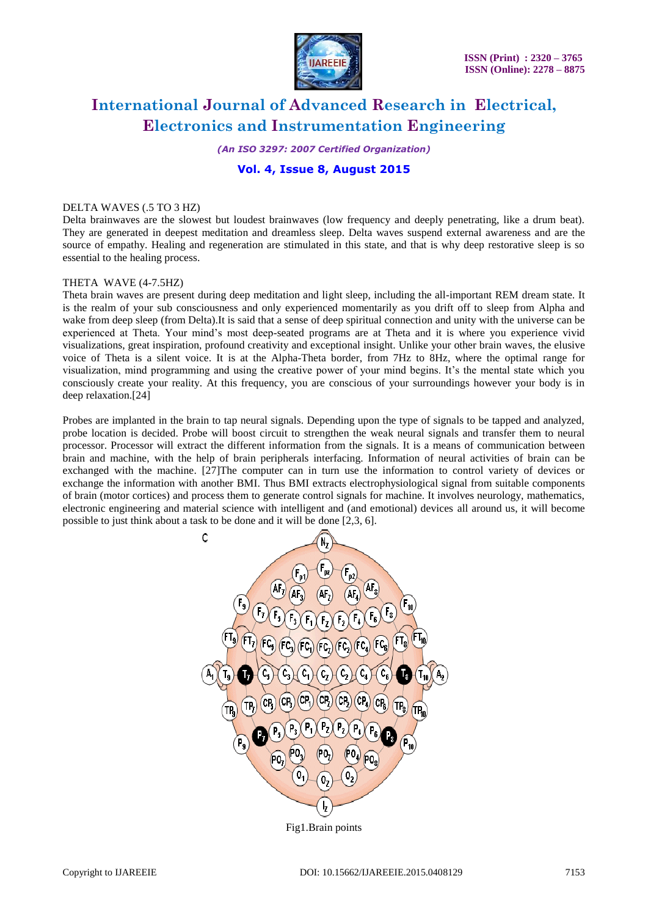DELTA WAVES (.5 TO 3 HZ)

Delta brainwaves are the slowest but loudest brainwaves (low frequency and deeply penetrating, like a drum beat). They are generated in deepest meditation and dreamless sleep. Delta waves suspend external awareness and are the source of empathy. Healing and regeneration are stimulated in this state, and that is why deep restorative sleep is so essential to the healing process.

THETA WAVE (4-7.5HZ)

Theta brain waves are present during deep meditation and light sleep, including the all-important REM dream state. It is the realm of your sub consciousness and only experienced momentarily as you drift off to sleep from Alpha and wake from deep sleep (from Delta).It is said that a sense of deep spiritual connection and unity with the universe can be experienced at Theta. Your mind's most deep-seated programs are at Theta and it is where you experience vivid visualizations, great inspiration, profound creativity and exceptional insight. Unlike your other brain waves, the elusive voice of Theta is a silent voice. It is at the Alpha-Theta border, from 7Hz to 8Hz, where the optimal range for visualization, mind programming and using the creative power of your mind begins. It's the mental state which you consciously create your reality. At this frequency, you are conscious of your surroundings however your body is in deep relaxation.[24]

Probes are implanted in the brain to tap neural signals. Depending upon the type of signals to be tapped and analyzed, probe location is decided. Probe will boost circuit to strengthen the weak neural signals and transfer them to neural processor. Processor will extract the different information from the signals. It is a means of communication between brain and machine, with the help of brain peripherals interfacing. Information of neural activities of brain can be exchanged with the machine. [27]The computer can in turn use the information to control variety of devices or exchange the information with another BMI. Thus BMI extracts electrophysiological signal from suitable components of brain (motor cortices) and process them to generate control signals for machine. It involves neurology, mathematics, electronic engineering and material science with intelligent and (and emotional) devices all around us, it will become possible to just think about a task to be done and it will be done [2,3, 6].

Fig1.Brain points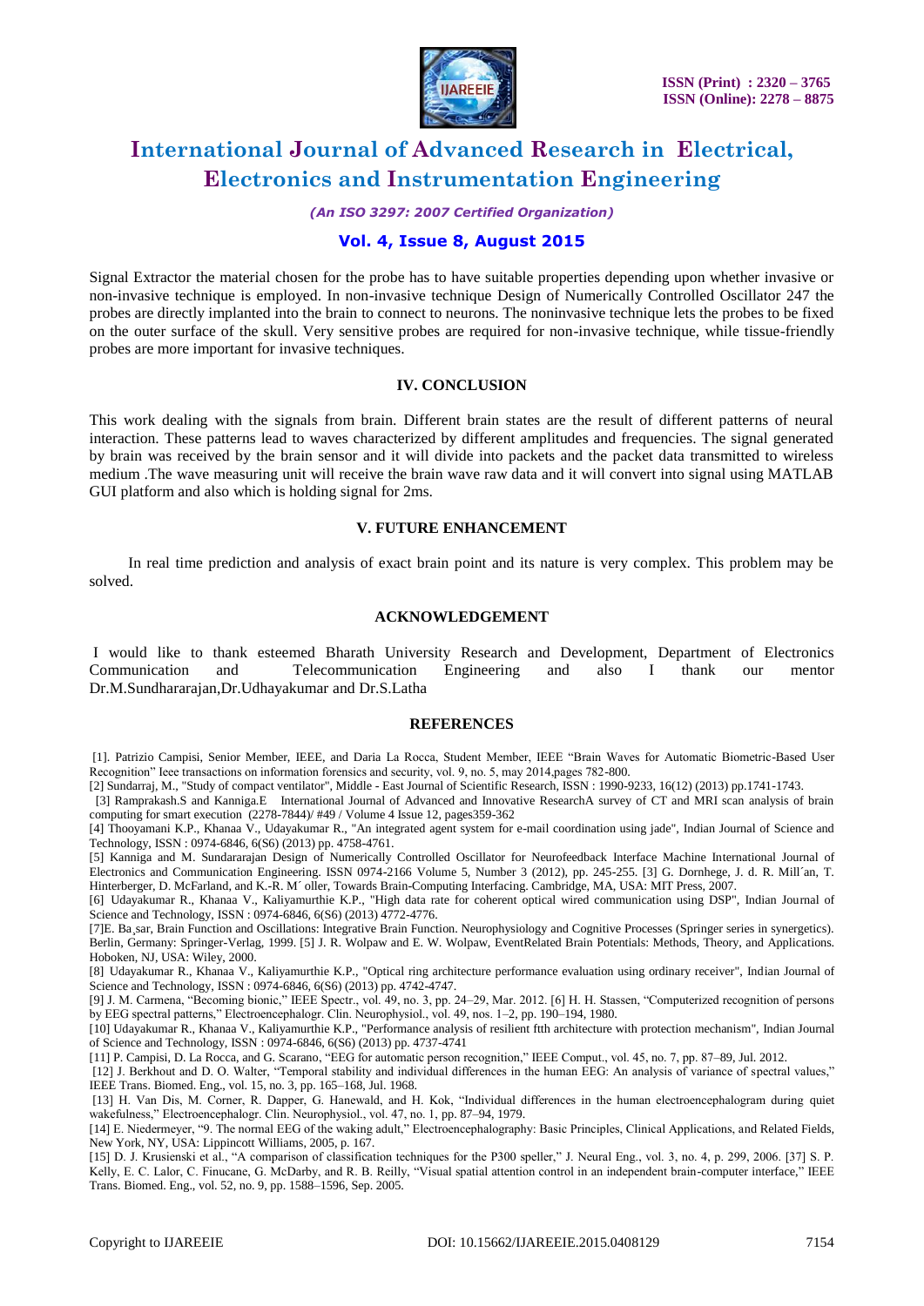Signal Extractor the material chosen for the probe has to have suitable properties depending upon whether invasive or non-invasive technique is employed. In non-invasive technique Design of Numerically Controlled Oscillator 247 the probes are directly implanted into the brain to connect to neurons. The noninvasive technique lets the probes to be fixed on the outer surface of the skull. Very sensitive probes are required for non-invasive technique, while tissue-friendly probes are more important for invasive techniques.

## IV. CONCLUSION

This work dealing with the signals from brain. Different brain states are the result of different patterns of neural interaction. These patterns lead to waves characterized by different amplitudes and frequencies. The signal generated by brain was received by the brain sensor and it will divide into packets and the packet data transmitted to wireless medium .The wave measuring unit will receive the brain wave raw data and it will convert into signal using MATLAB GUI platform and also which is holding signal for 2ms.

## V. FUTURE ENHANCEMENT

In real time prediction and analysis of exact brain point and its nature is very complex. This problem may be solved.

## ACKNOWLEDGEMENT

I would like to thank esteemed Bharath University Research and Development, Department of Electronics Communication and Telecommunication Engineering and also I thank our mentor Dr.M.Sundhararajan,Dr.Udhayakumar and Dr.S.Latha

## REFERENCES

[1]. Patrizio Campisi, Senior Member, IEEE, and Daria La Rocca, Student Member, IEEE "Brain Waves for Automatic Biometric-Based User Recognition" Ieee transactions on information forensics and security, vol. 9, no. 5, may 2014,pages 782-800.

[2] Sundarraj, M., "Study of compact ventilator", Middle - East Journal of Scientific Research, ISSN : 1990-9233, 16(12) (2013) pp.1741-1743.

[3] Ramprakash.S and Kanniga.E International Journal of Advanced and Innovative ResearchA survey of CT and MRI scan analysis of brain computing for smart execution (2278-7844)/ #49 / Volume 4 Issue 12, pages359-362

[4] Thooyamani K.P., Khanaa V., Udayakumar R., "An integrated agent system for e-mail coordination using jade", Indian Journal of Science and Technology, ISSN : 0974-6846, 6(S6) (2013) pp. 4758-4761.

[5] Kanniga and M. Sundararajan Design of Numerically Controlled Oscillator for Neurofeedback Interface Machine International Journal of Electronics and Communication Engineering. ISSN 0974-2166 Volume 5, Number 3 (2012), pp. 245-255. [3] G. Dornhege, J. d. R. Mill´an, T. Hinterberger, D. McFarland, and K.-R. M´ oller, Towards Brain-Computing Interfacing. Cambridge, MA, USA: MIT Press, 2007.

[6] Udayakumar R., Khanaa V., Kaliyamurthie K.P., "High data rate for coherent optical wired communication using DSP", Indian Journal of Science and Technology, ISSN : 0974-6846, 6(S6) (2013) 4772-4776.

[7]E. Ba¸sar, Brain Function and Oscillations: Integrative Brain Function. Neurophysiology and Cognitive Processes (Springer series in synergetics). Berlin, Germany: Springer-Verlag, 1999. [5] J. R. Wolpaw and E. W. Wolpaw, EventRelated Brain Potentials: Methods, Theory, and Applications. Hoboken, NJ, USA: Wiley, 2000.

[8] Udayakumar R., Khanaa V., Kaliyamurthie K.P., "Optical ring architecture performance evaluation using ordinary receiver", Indian Journal of Science and Technology, ISSN : 0974-6846, 6(S6) (2013) pp. 4742-4747.

[9] J. M. Carmena, "Becoming bionic," IEEE Spectr., vol. 49, no. 3, pp. 24–29, Mar. 2012. [6] H. H. Stassen, "Computerized recognition of persons by EEG spectral patterns," Electroencephalogr. Clin. Neurophysiol., vol. 49, nos. 1–2, pp. 190–194, 1980.

[10] Udayakumar R., Khanaa V., Kaliyamurthie K.P., "Performance analysis of resilient ftth architecture with protection mechanism", Indian Journal of Science and Technology, ISSN : 0974-6846, 6(S6) (2013) pp. 4737-4741

[11] P. Campisi, D. La Rocca, and G. Scarano, "EEG for automatic person recognition," IEEE Comput., vol. 45, no. 7, pp. 87–89, Jul. 2012.

[12] J. Berkhout and D. O. Walter, "Temporal stability and individual differences in the human EEG: An analysis of variance of spectral values," IEEE Trans. Biomed. Eng., vol. 15, no. 3, pp. 165–168, Jul. 1968.

[13] H. Van Dis, M. Corner, R. Dapper, G. Hanewald, and H. Kok, "Individual differences in the human electroencephalogram during quiet wakefulness," Electroencephalogr. Clin. Neurophysiol., vol. 47, no. 1, pp. 87–94, 1979.

[14] E. Niedermeyer, "9. The normal EEG of the waking adult," Electroencephalography: Basic Principles, Clinical Applications, and Related Fields, New York, NY, USA: Lippincott Williams, 2005, p. 167.

[15] D. J. Krusienski et al., "A comparison of classification techniques for the P300 speller," J. Neural Eng., vol. 3, no. 4, p. 299, 2006. [37] S. P. Kelly, E. C. Lalor, C. Finucane, G. McDarby, and R. B. Reilly, "Visual spatial attention control in an independent brain-computer interface," IEEE Trans. Biomed. Eng., vol. 52, no. 9, pp. 1588–1596, Sep. 2005.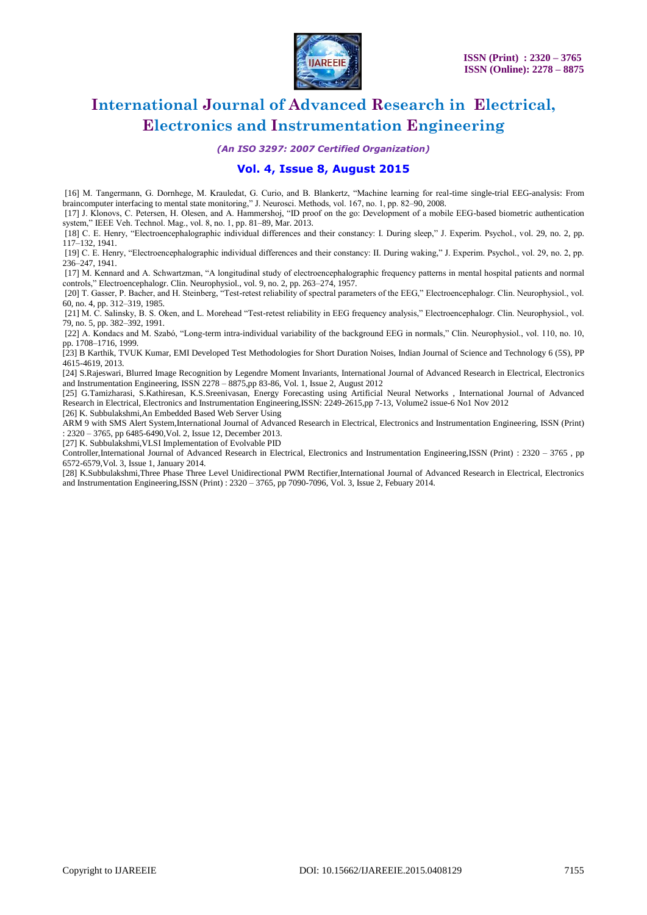[16] M. Tangermann, G. Dornhege, M. Krauledat, G. Curio, and B. Blankertz, "Machine learning for real-time single-trial EEG-analysis: From braincomputer interfacing to mental state monitoring," J. Neurosci. Methods, vol. 167, no. 1, pp. 82–90, 2008.

[17] J. Klonovs, C. Petersen, H. Olesen, and A. Hammershoj, "ID proof on the go: Development of a mobile EEG-based biometric authentication system," IEEE Veh. Technol. Mag., vol. 8, no. 1, pp. 81–89, Mar. 2013.

[18] C. E. Henry, "Electroencephalographic individual differences and their constancy: I. During sleep," J. Experim. Psychol., vol. 29, no. 2, pp. 117–132, 1941.

[19] C. E. Henry, "Electroencephalographic individual differences and their constancy: II. During waking," J. Experim. Psychol., vol. 29, no. 2, pp. 236–247, 1941.

[17] M. Kennard and A. Schwartzman, "A longitudinal study of electroencephalographic frequency patterns in mental hospital patients and normal controls," Electroencephalogr. Clin. Neurophysiol., vol. 9, no. 2, pp. 263–274, 1957.

[20] T. Gasser, P. Bacher, and H. Steinberg, "Test-retest reliability of spectral parameters of the EEG," Electroencephalogr. Clin. Neurophysiol., vol. 60, no. 4, pp. 312–319, 1985.

[21] M. C. Salinsky, B. S. Oken, and L. Morehead "Test-retest reliability in EEG frequency analysis," Electroencephalogr. Clin. Neurophysiol., vol. 79, no. 5, pp. 382–392, 1991.

[22] A. Kondacs and M. Szabó, "Long-term intra-individual variability of the background EEG in normals," Clin. Neurophysiol., vol. 110, no. 10, pp. 1708–1716, 1999.

[23] B Karthik, TVUK Kumar, EMI Developed Test Methodologies for Short Duration Noises, Indian Journal of Science and Technology 6 (5S), PP 4615-4619, 2013.

[24] S.Rajeswari, Blurred Image Recognition by Legendre Moment Invariants, International Journal of Advanced Research in Electrical, Electronics and Instrumentation Engineering, ISSN 2278 – 8875,pp 83-86, Vol. 1, Issue 2, August 2012

[25] G.Tamizharasi, S.Kathiresan, K.S.Sreenivasan, Energy Forecasting using Artificial Neural Networks , International Journal of Advanced Research in Electrical, Electronics and Instrumentation Engineering,ISSN: 2249-2615,pp 7-13, Volume2 issue-6 No1 Nov 2012

[26] K. Subbulakshmi,An Embedded Based Web Server Using ARM 9 with SMS Alert System,International Journal of Advanced Research in Electrical, Electronics and Instrumentation Engineering, ISSN (Print) : 2320 – 3765, pp 6485-6490,Vol. 2, Issue 12, December 2013.

[27] K. Subbulakshmi,VLSI Implementation of Evolvable PID Controller,International Journal of Advanced Research in Electrical, Electronics and Instrumentation Engineering,ISSN (Print) : 2320 – 3765 , pp 6572-6579,Vol. 3, Issue 1, January 2014.

[28] K.Subbulakshmi,Three Phase Three Level Unidirectional PWM Rectifier,International Journal of Advanced Research in Electrical, Electronics and Instrumentation Engineering,ISSN (Print) : 2320 – 3765, pp 7090-7096, Vol. 3, Issue 2, Febuary 2014.